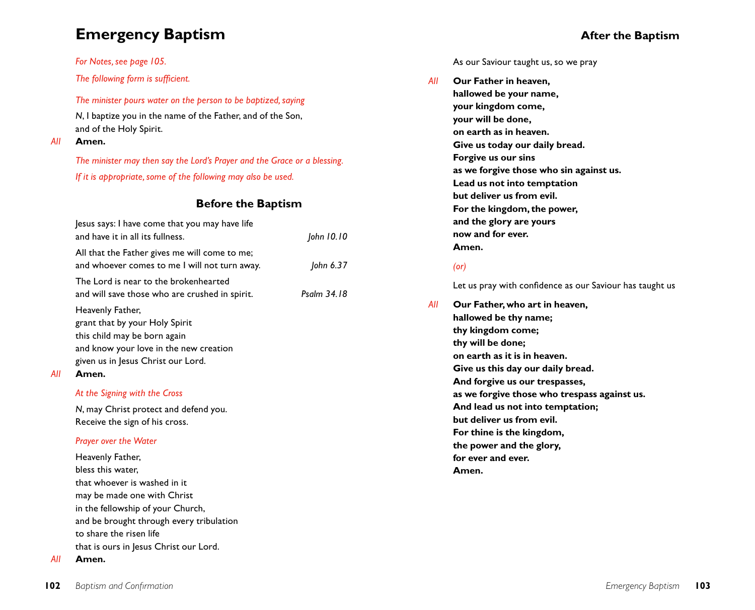# Emergency Baptism

*For Notes, see page 105.*

*The following form is sufficient.*

*The minister pours water on the person to be baptized, saying*

*N*, I baptize you in the name of the Father, and of the Son,
and of the Holy Spirit.

*All* **Amen.**

*The minister may then say the Lord's Prayer and the Grace or a blessing.*

*If it is appropriate, some of the following may also be used.*

## Before the Baptism

Jesus says: I have come that you may have life
and have it in all its fullness. *John 10.10*

All that the Father gives me will come to me;
and whoever comes to me I will not turn away. *John 6.37*

The Lord is near to the brokenhearted
and will save those who are crushed in spirit. *Psalm 34.18*

Heavenly Father,
grant that by your Holy Spirit
this child may be born again
and know your love in the new creation
given us in Jesus Christ our Lord.

*All* **Amen.**

*At the Signing with the Cross*

*N*, may Christ protect and defend you.
Receive the sign of his cross.

*Prayer over the Water*

Heavenly Father,
bless this water,
that whoever is washed in it
may be made one with Christ
in the fellowship of your Church,
and be brought through every tribulation
to share the risen life
that is ours in Jesus Christ our Lord.

*All* **Amen.**

## After the Baptism

As our Saviour taught us, so we pray

*All* **Our Father in heaven,**
**hallowed be your name,**
**your kingdom come,**
**your will be done,**
**on earth as in heaven.**
**Give us today our daily bread.**
**Forgive us our sins**
**as we forgive those who sin against us.**
**Lead us not into temptation**
**but deliver us from evil.**
**For the kingdom, the power,**
**and the glory are yours**
**now and for ever.**
**Amen.**

*(or)*

Let us pray with confidence as our Saviour has taught us

*All* **Our Father, who art in heaven,**
**hallowed be thy name;**
**thy kingdom come;**
**thy will be done;**
**on earth as it is in heaven.**
**Give us this day our daily bread.**
**And forgive us our trespasses,**
**as we forgive those who trespass against us.**
**And lead us not into temptation;**
**but deliver us from evil.**
**For thine is the kingdom,**
**the power and the glory,**
**for ever and ever.**
**Amen.**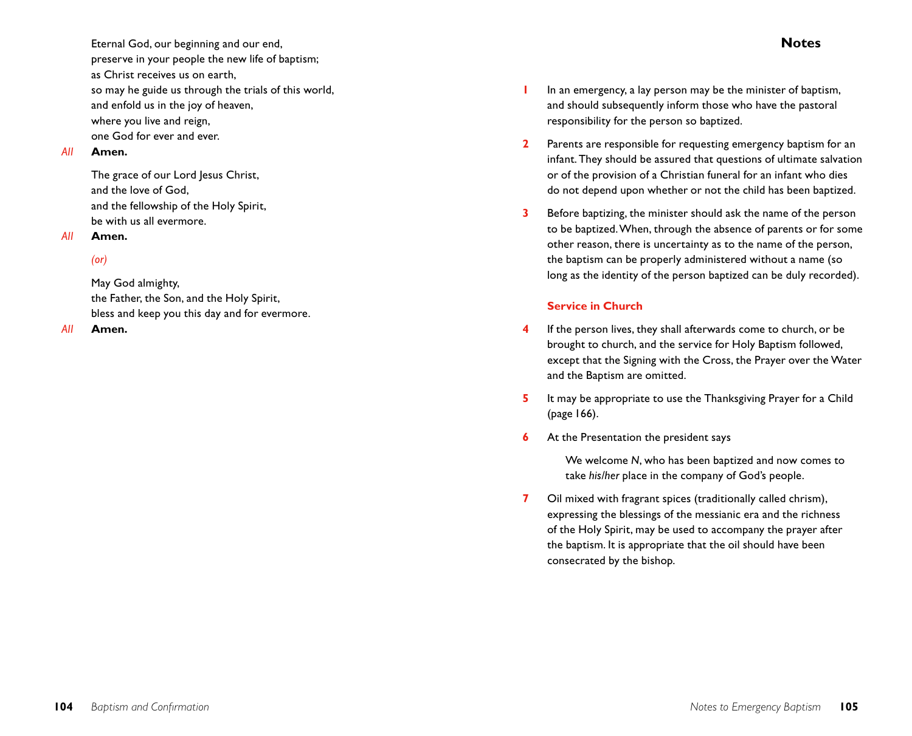Eternal God, our beginning and our end,
preserve in your people the new life of baptism;
as Christ receives us on earth,
so may he guide us through the trials of this world,
and enfold us in the joy of heaven,
where you live and reign,
one God for ever and ever.

*All* **Amen.**

The grace of our Lord Jesus Christ,
and the love of God,
and the fellowship of the Holy Spirit,
be with us all evermore.

*All* **Amen.**

*(or)*

May God almighty,
the Father, the Son, and the Holy Spirit,
bless and keep you this day and for evermore.

*All* **Amen.**

## Notes

**1** In an emergency, a lay person may be the minister of baptism, and should subsequently inform those who have the pastoral responsibility for the person so baptized.

**2** Parents are responsible for requesting emergency baptism for an infant. They should be assured that questions of ultimate salvation or of the provision of a Christian funeral for an infant who dies do not depend upon whether or not the child has been baptized.

**3** Before baptizing, the minister should ask the name of the person to be baptized. When, through the absence of parents or for some other reason, there is uncertainty as to the name of the person, the baptism can be properly administered without a name (so long as the identity of the person baptized can be duly recorded).

### Service in Church

**4** If the person lives, they shall afterwards come to church, or be brought to church, and the service for Holy Baptism followed, except that the Signing with the Cross, the Prayer over the Water and the Baptism are omitted.

**5** It may be appropriate to use the Thanksgiving Prayer for a Child (page 166).

**6** At the Presentation the president says

> We welcome *N*, who has been baptized and now comes to take *his/her* place in the company of God's people.

**7** Oil mixed with fragrant spices (traditionally called chrism), expressing the blessings of the messianic era and the richness of the Holy Spirit, may be used to accompany the prayer after the baptism. It is appropriate that the oil should have been consecrated by the bishop.